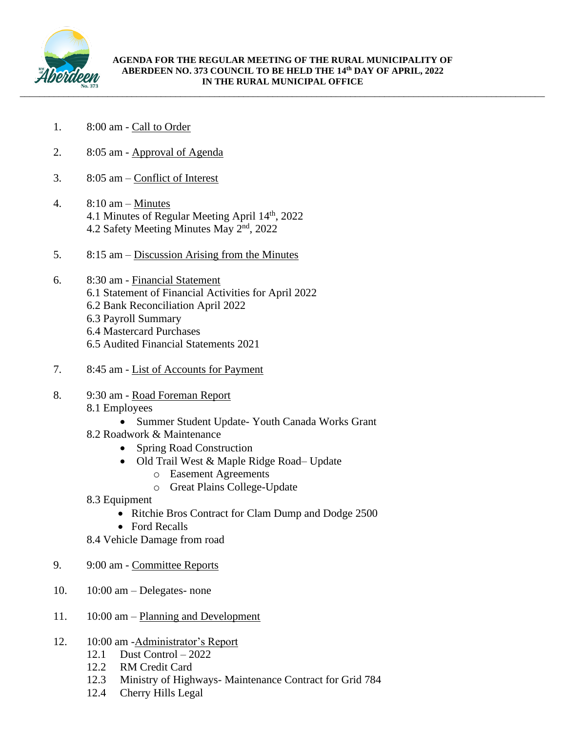**AGENDA FOR THE REGULAR MEETING OF THE RURAL MUNICIPALITY OF ABERDEEN NO. 373 COUNCIL TO BE HELD THE 14th DAY OF APRIL, 2022 IN THE RURAL MUNICIPAL OFFICE**

---

1. 8:00 am - Call to Order

2. 8:05 am - Approval of Agenda

3. 8:05 am – Conflict of Interest

4. 8:10 am – Minutes
   4.1 Minutes of Regular Meeting April 14th, 2022
   4.2 Safety Meeting Minutes May 2nd, 2022

5. 8:15 am – Discussion Arising from the Minutes

6. 8:30 am - Financial Statement
   6.1 Statement of Financial Activities for April 2022
   6.2 Bank Reconciliation April 2022
   6.3 Payroll Summary
   6.4 Mastercard Purchases
   6.5 Audited Financial Statements 2021

7. 8:45 am - List of Accounts for Payment

8. 9:30 am - Road Foreman Report
   8.1 Employees
   - Summer Student Update- Youth Canada Works Grant

   8.2 Roadwork & Maintenance
   - Spring Road Construction
   - Old Trail West & Maple Ridge Road– Update
     - Easement Agreements
     - Great Plains College-Update

   8.3 Equipment
   - Ritchie Bros Contract for Clam Dump and Dodge 2500
   - Ford Recalls

   8.4 Vehicle Damage from road

9. 9:00 am - Committee Reports

10. 10:00 am – Delegates- none

11. 10:00 am – Planning and Development

12. 10:00 am -Administrator's Report
    12.1 Dust Control – 2022
    12.2 RM Credit Card
    12.3 Ministry of Highways- Maintenance Contract for Grid 784
    12.4 Cherry Hills Legal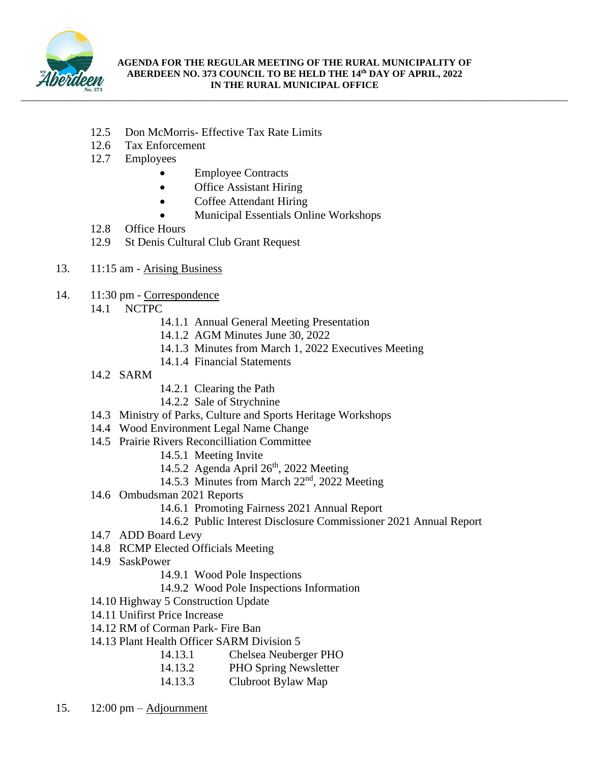**AGENDA FOR THE REGULAR MEETING OF THE RURAL MUNICIPALITY OF ABERDEEN NO. 373 COUNCIL TO BE HELD THE 14th DAY OF APRIL, 2022 IN THE RURAL MUNICIPAL OFFICE**

- 12.5 Don McMorris- Effective Tax Rate Limits
- 12.6 Tax Enforcement
- 12.7 Employees
  - Employee Contracts
  - Office Assistant Hiring
  - Coffee Attendant Hiring
  - Municipal Essentials Online Workshops
- 12.8 Office Hours
- 12.9 St Denis Cultural Club Grant Request

13. 11:15 am - Arising Business

14. 11:30 pm - Correspondence
    - 14.1 NCTPC
      - 14.1.1 Annual General Meeting Presentation
      - 14.1.2 AGM Minutes June 30, 2022
      - 14.1.3 Minutes from March 1, 2022 Executives Meeting
      - 14.1.4 Financial Statements
    - 14.2 SARM
      - 14.2.1 Clearing the Path
      - 14.2.2 Sale of Strychnine
    - 14.3 Ministry of Parks, Culture and Sports Heritage Workshops
    - 14.4 Wood Environment Legal Name Change
    - 14.5 Prairie Rivers Reconcilliation Committee
      - 14.5.1 Meeting Invite
      - 14.5.2 Agenda April 26th, 2022 Meeting
      - 14.5.3 Minutes from March 22nd, 2022 Meeting
    - 14.6 Ombudsman 2021 Reports
      - 14.6.1 Promoting Fairness 2021 Annual Report
      - 14.6.2 Public Interest Disclosure Commissioner 2021 Annual Report
    - 14.7 ADD Board Levy
    - 14.8 RCMP Elected Officials Meeting
    - 14.9 SaskPower
      - 14.9.1 Wood Pole Inspections
      - 14.9.2 Wood Pole Inspections Information
    - 14.10 Highway 5 Construction Update
    - 14.11 Unifirst Price Increase
    - 14.12 RM of Corman Park- Fire Ban
    - 14.13 Plant Health Officer SARM Division 5
      - 14.13.1 Chelsea Neuberger PHO
      - 14.13.2 PHO Spring Newsletter
      - 14.13.3 Clubroot Bylaw Map

15. 12:00 pm – Adjournment